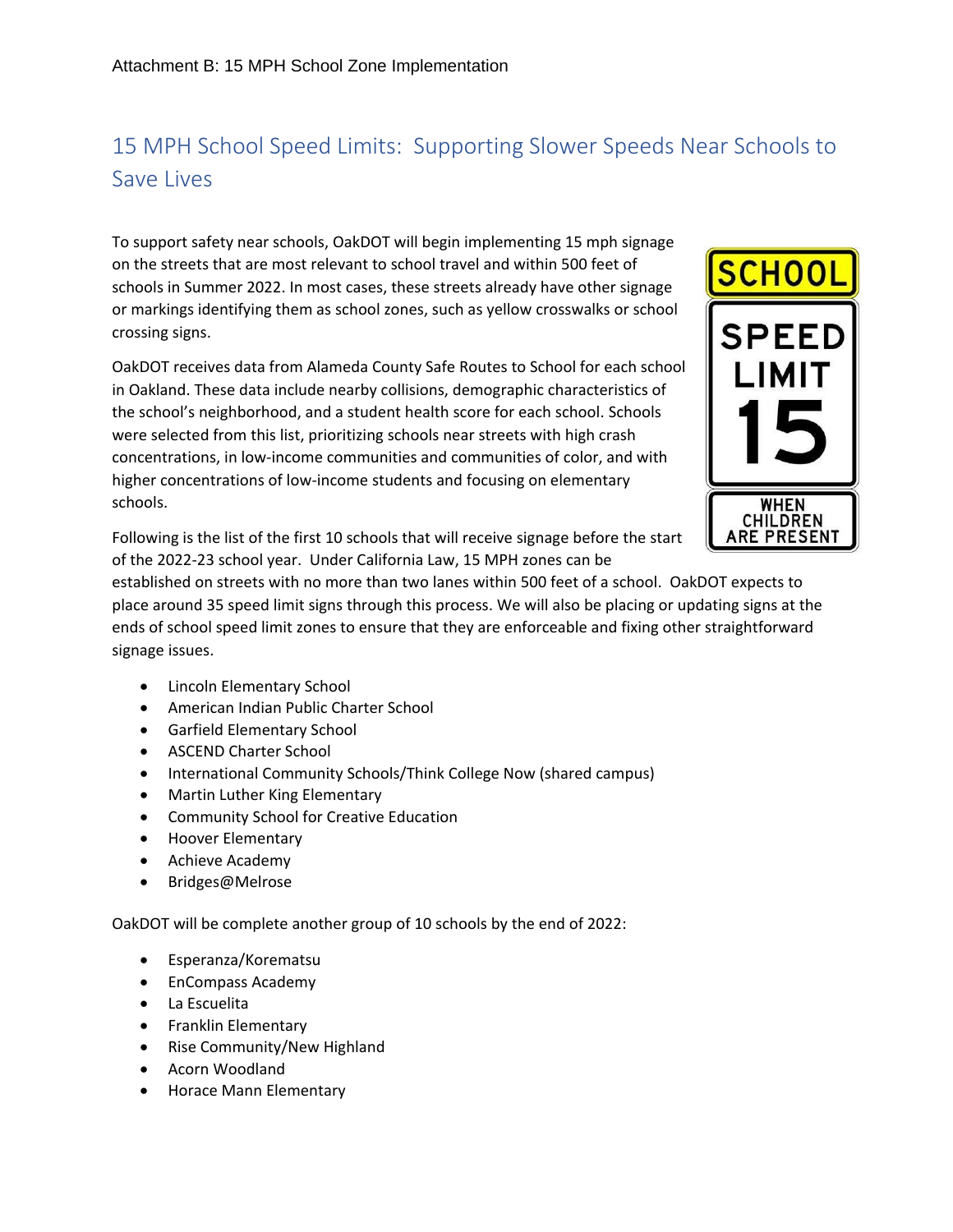Attachment B: 15 MPH School Zone Implementation

# 15 MPH School Speed Limits: Supporting Slower Speeds Near Schools to Save Lives

To support safety near schools, OakDOT will begin implementing 15 mph signage on the streets that are most relevant to school travel and within 500 feet of schools in Summer 2022. In most cases, these streets already have other signage or markings identifying them as school zones, such as yellow crosswalks or school crossing signs.

OakDOT receives data from Alameda County Safe Routes to School for each school in Oakland. These data include nearby collisions, demographic characteristics of the school's neighborhood, and a student health score for each school. Schools were selected from this list, prioritizing schools near streets with high crash concentrations, in low-income communities and communities of color, and with higher concentrations of low-income students and focusing on elementary schools.

Following is the list of the first 10 schools that will receive signage before the start of the 2022-23 school year. Under California Law, 15 MPH zones can be established on streets with no more than two lanes within 500 feet of a school. OakDOT expects to place around 35 speed limit signs through this process. We will also be placing or updating signs at the ends of school speed limit zones to ensure that they are enforceable and fixing other straightforward signage issues.

- Lincoln Elementary School
- American Indian Public Charter School
- Garfield Elementary School
- ASCEND Charter School
- International Community Schools/Think College Now (shared campus)
- Martin Luther King Elementary
- Community School for Creative Education
- Hoover Elementary
- Achieve Academy
- Bridges@Melrose

OakDOT will be complete another group of 10 schools by the end of 2022:

- Esperanza/Korematsu
- EnCompass Academy
- La Escuelita
- Franklin Elementary
- Rise Community/New Highland
- Acorn Woodland
- Horace Mann Elementary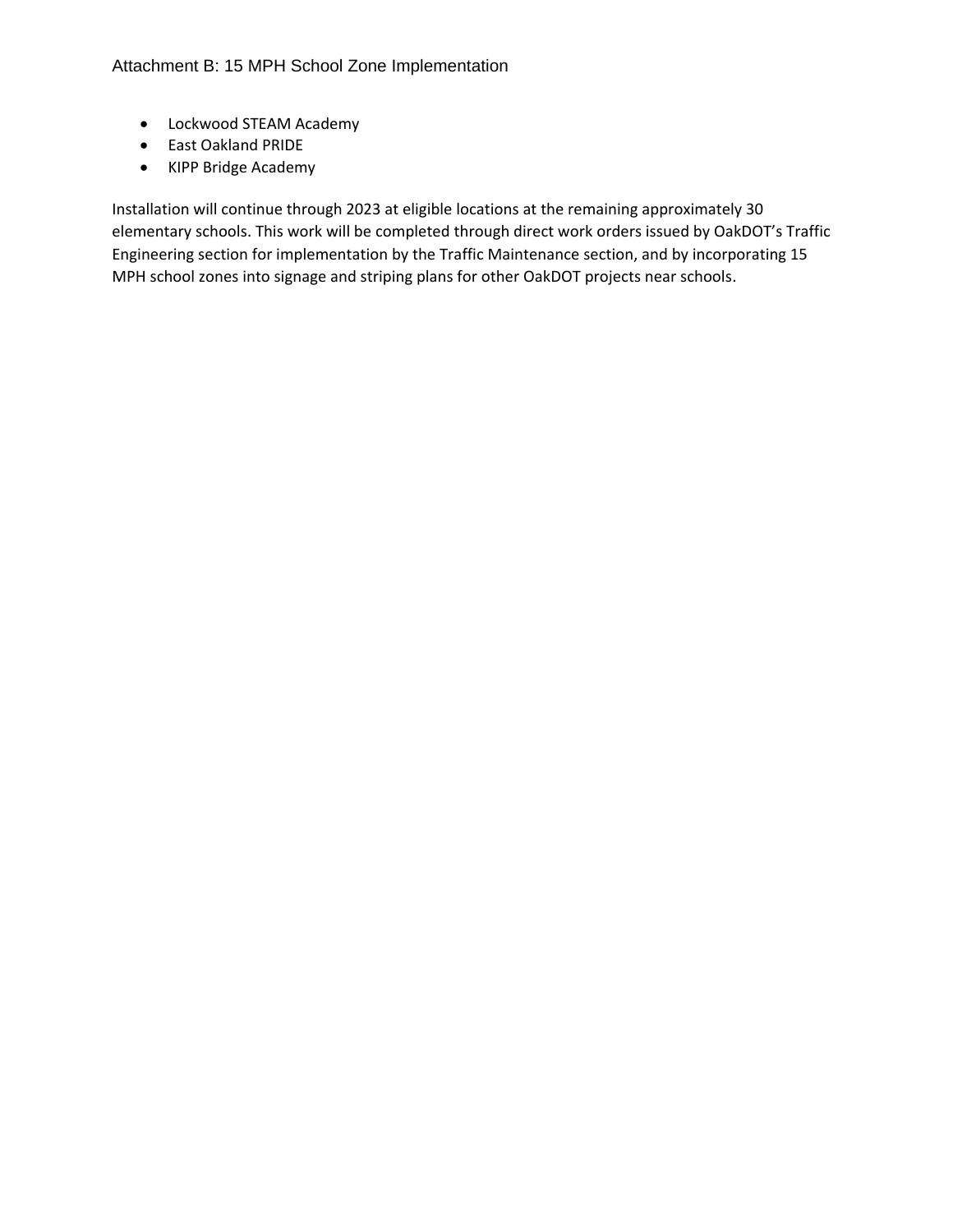- Lockwood STEAM Academy
- East Oakland PRIDE
- KIPP Bridge Academy

Installation will continue through 2023 at eligible locations at the remaining approximately 30 elementary schools. This work will be completed through direct work orders issued by OakDOT's Traffic Engineering section for implementation by the Traffic Maintenance section, and by incorporating 15 MPH school zones into signage and striping plans for other OakDOT projects near schools.